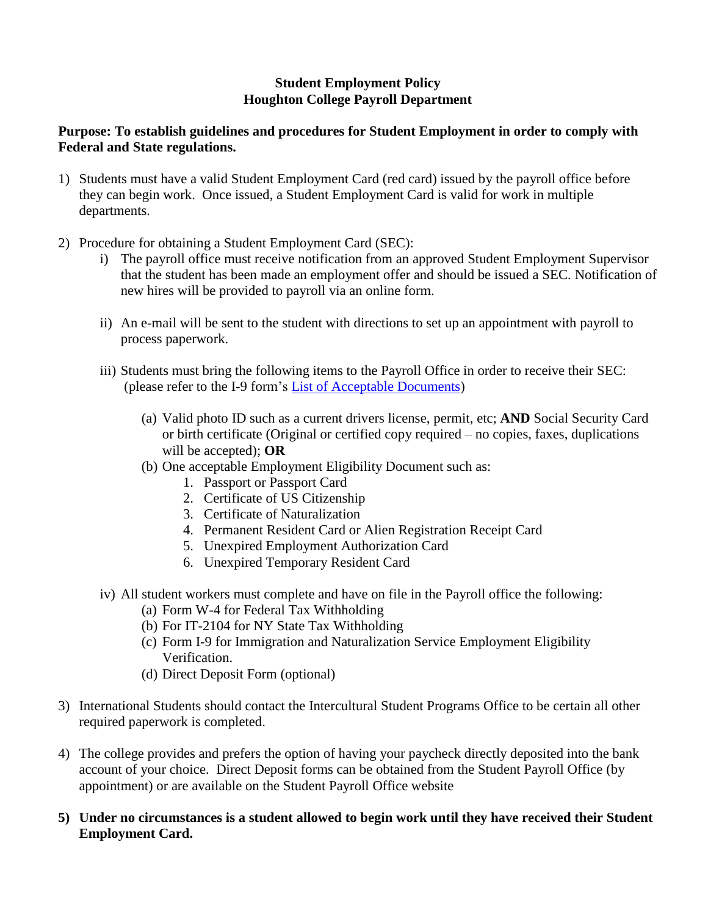# Student Employment Policy
## Houghton College Payroll Department

**Purpose: To establish guidelines and procedures for Student Employment in order to comply with Federal and State regulations.**

1) Students must have a valid Student Employment Card (red card) issued by the payroll office before they can begin work. Once issued, a Student Employment Card is valid for work in multiple departments.

2) Procedure for obtaining a Student Employment Card (SEC):
   i) The payroll office must receive notification from an approved Student Employment Supervisor that the student has been made an employment offer and should be issued a SEC. Notification of new hires will be provided to payroll via an online form.

   ii) An e-mail will be sent to the student with directions to set up an appointment with payroll to process paperwork.

   iii) Students must bring the following items to the Payroll Office in order to receive their SEC: (please refer to the I-9 form's List of Acceptable Documents)

      (a) Valid photo ID such as a current drivers license, permit, etc; **AND** Social Security Card or birth certificate (Original or certified copy required – no copies, faxes, duplications will be accepted); **OR**
      (b) One acceptable Employment Eligibility Document such as:
         1. Passport or Passport Card
         2. Certificate of US Citizenship
         3. Certificate of Naturalization
         4. Permanent Resident Card or Alien Registration Receipt Card
         5. Unexpired Employment Authorization Card
         6. Unexpired Temporary Resident Card

   iv) All student workers must complete and have on file in the Payroll office the following:
      (a) Form W-4 for Federal Tax Withholding
      (b) For IT-2104 for NY State Tax Withholding
      (c) Form I-9 for Immigration and Naturalization Service Employment Eligibility Verification.
      (d) Direct Deposit Form (optional)

3) International Students should contact the Intercultural Student Programs Office to be certain all other required paperwork is completed.

4) The college provides and prefers the option of having your paycheck directly deposited into the bank account of your choice. Direct Deposit forms can be obtained from the Student Payroll Office (by appointment) or are available on the Student Payroll Office website

5) **Under no circumstances is a student allowed to begin work until they have received their Student Employment Card.**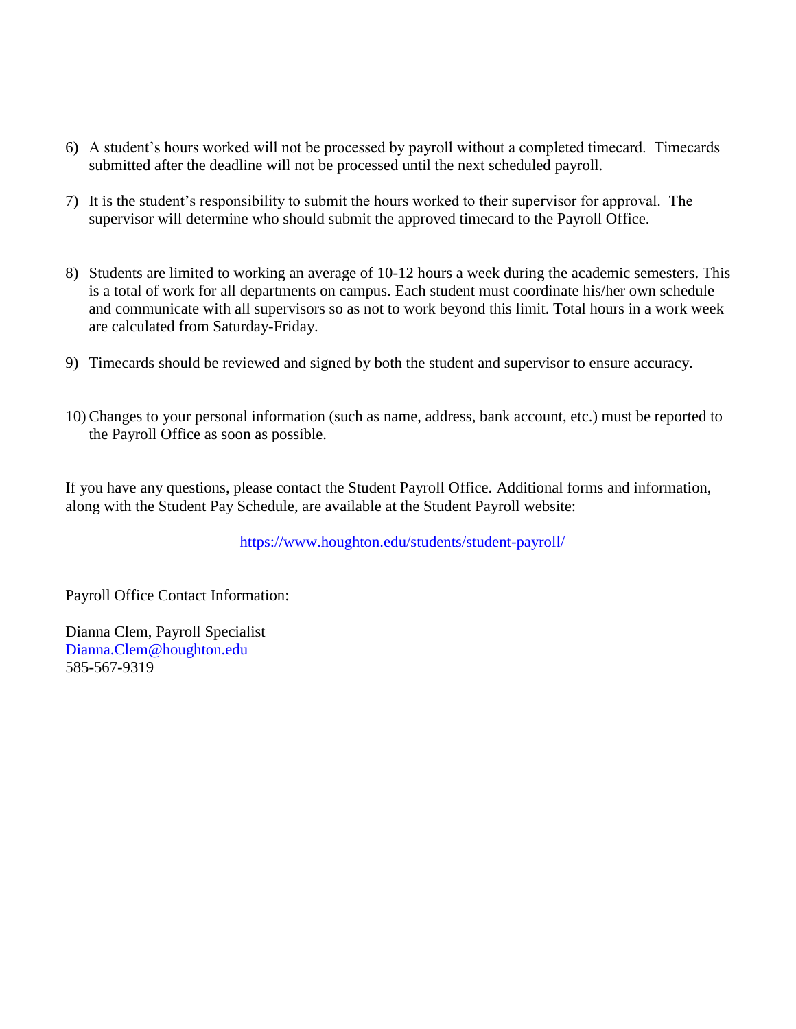6) A student's hours worked will not be processed by payroll without a completed timecard. Timecards submitted after the deadline will not be processed until the next scheduled payroll.

7) It is the student's responsibility to submit the hours worked to their supervisor for approval. The supervisor will determine who should submit the approved timecard to the Payroll Office.

8) Students are limited to working an average of 10-12 hours a week during the academic semesters. This is a total of work for all departments on campus. Each student must coordinate his/her own schedule and communicate with all supervisors so as not to work beyond this limit. Total hours in a work week are calculated from Saturday-Friday.

9) Timecards should be reviewed and signed by both the student and supervisor to ensure accuracy.

10) Changes to your personal information (such as name, address, bank account, etc.) must be reported to the Payroll Office as soon as possible.

If you have any questions, please contact the Student Payroll Office. Additional forms and information, along with the Student Pay Schedule, are available at the Student Payroll website:

https://www.houghton.edu/students/student-payroll/

Payroll Office Contact Information:

Dianna Clem, Payroll Specialist
Dianna.Clem@houghton.edu
585-567-9319